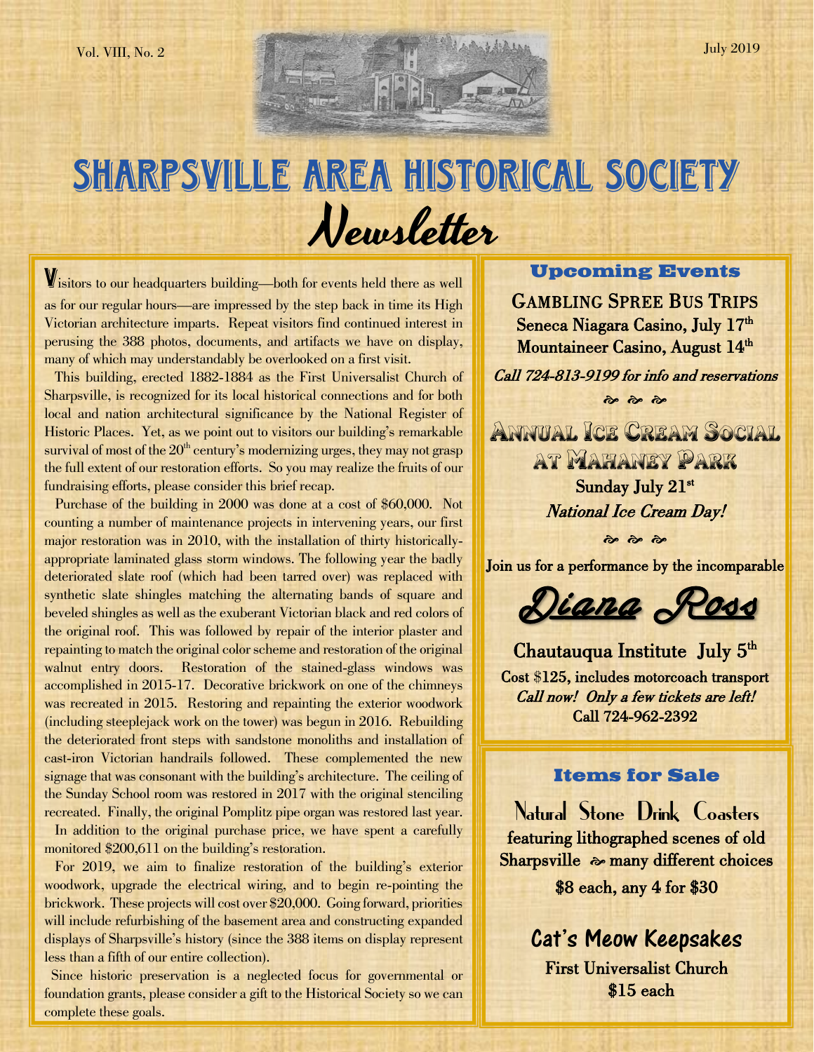Vol. VIII, No. 2

July 2019

# SHARPSVILLE AREA HISTORICAL SOCIETY

# Newsletter

Visitors to our headquarters building—both for events held there as well as for our regular hours—are impressed by the step back in time its High Victorian architecture imparts. Repeat visitors find continued interest in perusing the 388 photos, documents, and artifacts we have on display, many of which may understandably be overlooked on a first visit.

This building, erected 1882-1884 as the First Universalist Church of Sharpsville, is recognized for its local historical connections and for both local and nation architectural significance by the National Register of Historic Places. Yet, as we point out to visitors our building's remarkable survival of most of the 20th century's modernizing urges, they may not grasp the full extent of our restoration efforts. So you may realize the fruits of our fundraising efforts, please consider this brief recap.

Purchase of the building in 2000 was done at a cost of $60,000. Not counting a number of maintenance projects in intervening years, our first major restoration was in 2010, with the installation of thirty historically-appropriate laminated glass storm windows. The following year the badly deteriorated slate roof (which had been tarred over) was replaced with synthetic slate shingles matching the alternating bands of square and beveled shingles as well as the exuberant Victorian black and red colors of the original roof. This was followed by repair of the interior plaster and repainting to match the original color scheme and restoration of the original walnut entry doors. Restoration of the stained-glass windows was accomplished in 2015-17. Decorative brickwork on one of the chimneys was recreated in 2015. Restoring and repainting the exterior woodwork (including steeplejack work on the tower) was begun in 2016. Rebuilding the deteriorated front steps with sandstone monoliths and installation of cast-iron Victorian handrails followed. These complemented the new signage that was consonant with the building's architecture. The ceiling of the Sunday School room was restored in 2017 with the original stenciling recreated. Finally, the original Pomplitz pipe organ was restored last year.

In addition to the original purchase price, we have spent a carefully monitored $200,611 on the building's restoration.

For 2019, we aim to finalize restoration of the building's exterior woodwork, upgrade the electrical wiring, and to begin re-pointing the brickwork. These projects will cost over $20,000. Going forward, priorities will include refurbishing of the basement area and constructing expanded displays of Sharpsville's history (since the 388 items on display represent less than a fifth of our entire collection).

Since historic preservation is a neglected focus for governmental or foundation grants, please consider a gift to the Historical Society so we can complete these goals.

## Upcoming Events

**GAMBLING SPREE BUS TRIPS**

**Seneca Niagara Casino, July 17th**

**Mountaineer Casino, August 14th**

*Call 724-813-9199 for info and reservations*

**ANNUAL ICE CREAM SOCIAL AT MAHANEY PARK**

**Sunday July 21st**

*National Ice Cream Day!*

**Join us for a performance by the incomparable**

**Diana Ross**

**Chautauqua Institute July 5th**

**Cost $125, includes motorcoach transport**

*Call now! Only a few tickets are left!*

**Call 724-962-2392**

## Items for Sale

**Natural Stone Drink Coasters**

**featuring lithographed scenes of old Sharpsville – many different choices**

**$8 each, any 4 for $30**

**Cat's Meow Keepsakes**

**First Universalist Church**

**$15 each**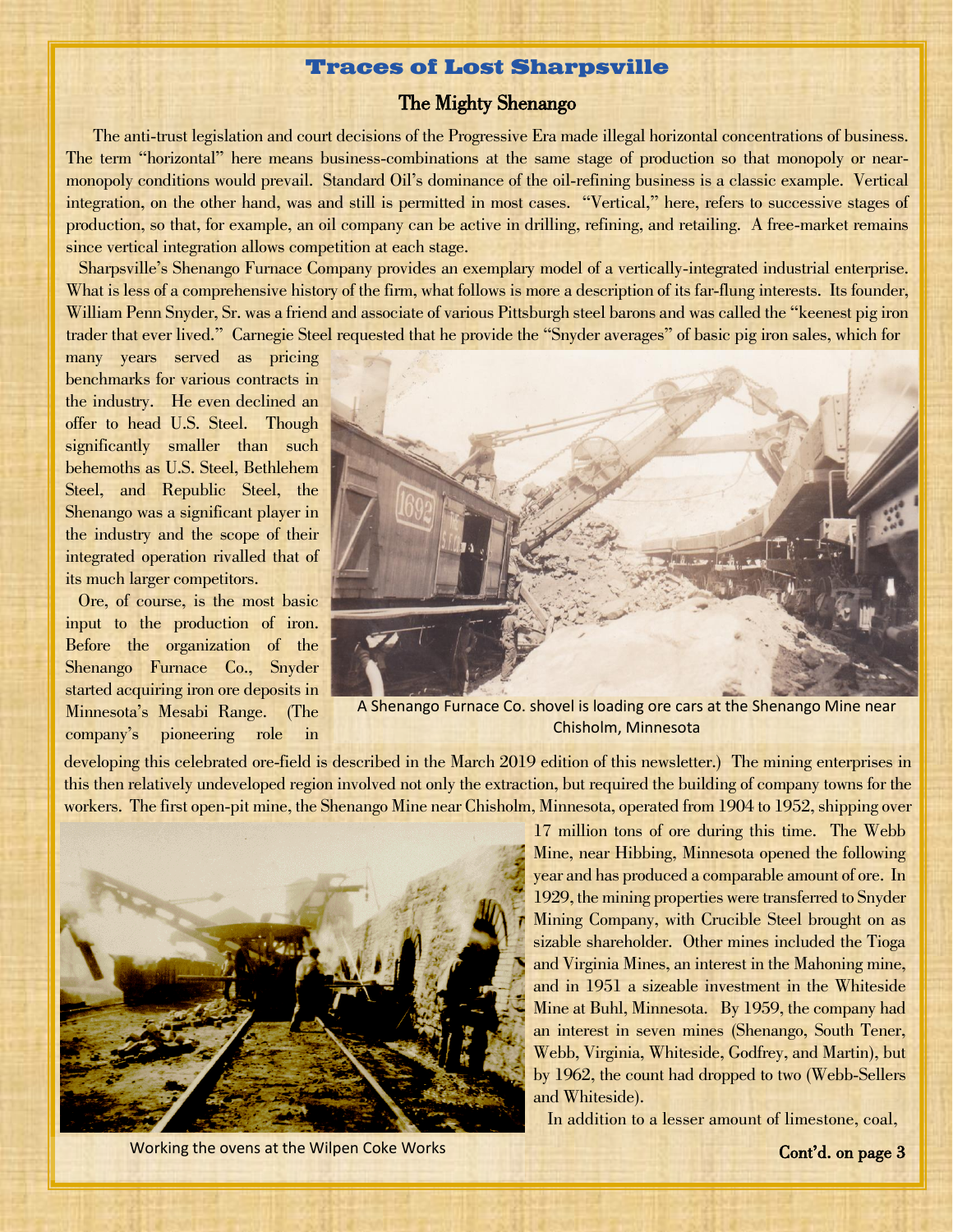# Traces of Lost Sharpsville

## The Mighty Shenango

The anti-trust legislation and court decisions of the Progressive Era made illegal horizontal concentrations of business. The term "horizontal" here means business-combinations at the same stage of production so that monopoly or near-monopoly conditions would prevail. Standard Oil's dominance of the oil-refining business is a classic example. Vertical integration, on the other hand, was and still is permitted in most cases. "Vertical," here, refers to successive stages of production, so that, for example, an oil company can be active in drilling, refining, and retailing. A free-market remains since vertical integration allows competition at each stage.

Sharpsville's Shenango Furnace Company provides an exemplary model of a vertically-integrated industrial enterprise. What is less of a comprehensive history of the firm, what follows is more a description of its far-flung interests. Its founder, William Penn Snyder, Sr. was a friend and associate of various Pittsburgh steel barons and was called the "keenest pig iron trader that ever lived." Carnegie Steel requested that he provide the "Snyder averages" of basic pig iron sales, which for many years served as pricing benchmarks for various contracts in the industry. He even declined an offer to head U.S. Steel. Though significantly smaller than such behemoths as U.S. Steel, Bethlehem Steel, and Republic Steel, the Shenango was a significant player in the industry and the scope of their integrated operation rivalled that of its much larger competitors.

A Shenango Furnace Co. shovel is loading ore cars at the Shenango Mine near Chisholm, Minnesota

Ore, of course, is the most basic input to the production of iron. Before the organization of the Shenango Furnace Co., Snyder started acquiring iron ore deposits in Minnesota's Mesabi Range. (The company's pioneering role in developing this celebrated ore-field is described in the March 2019 edition of this newsletter.) The mining enterprises in this then relatively undeveloped region involved not only the extraction, but required the building of company towns for the workers. The first open-pit mine, the Shenango Mine near Chisholm, Minnesota, operated from 1904 to 1952, shipping over 17 million tons of ore during this time. The Webb Mine, near Hibbing, Minnesota opened the following year and has produced a comparable amount of ore. In 1929, the mining properties were transferred to Snyder Mining Company, with Crucible Steel brought on as sizable shareholder. Other mines included the Tioga and Virginia Mines, an interest in the Mahoning mine, and in 1951 a sizeable investment in the Whiteside Mine at Buhl, Minnesota. By 1959, the company had an interest in seven mines (Shenango, South Tener, Webb, Virginia, Whiteside, Godfrey, and Martin), but by 1962, the count had dropped to two (Webb-Sellers and Whiteside).

Working the ovens at the Wilpen Coke Works

In addition to a lesser amount of limestone, coal,

**Cont'd. on page 3**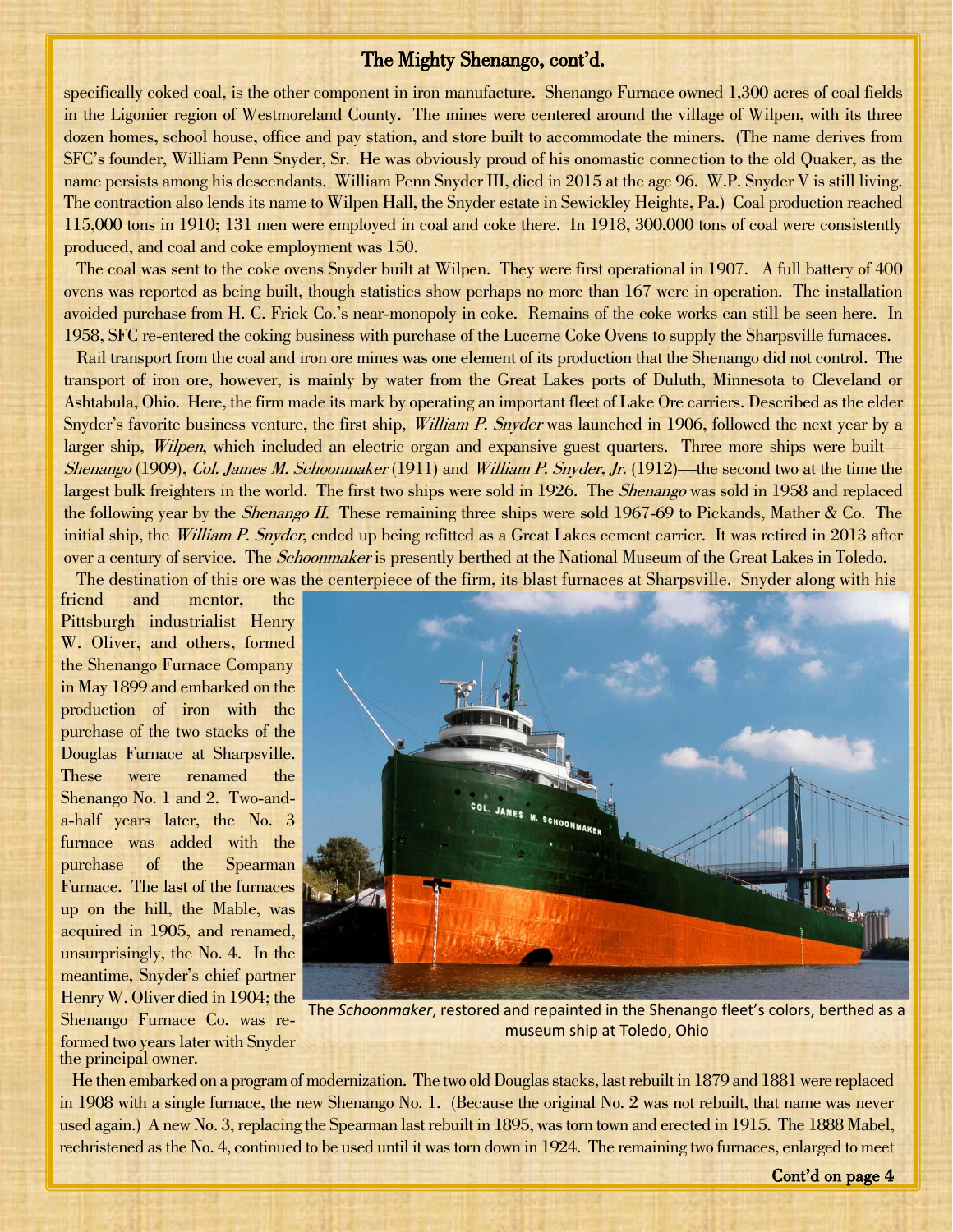## The Mighty Shenango, cont'd.

specifically coked coal, is the other component in iron manufacture. Shenango Furnace owned 1,300 acres of coal fields in the Ligonier region of Westmoreland County. The mines were centered around the village of Wilpen, with its three dozen homes, school house, office and pay station, and store built to accommodate the miners. (The name derives from SFC's founder, William Penn Snyder, Sr. He was obviously proud of his onomastic connection to the old Quaker, as the name persists among his descendants. William Penn Snyder III, died in 2015 at the age 96. W.P. Snyder V is still living. The contraction also lends its name to Wilpen Hall, the Snyder estate in Sewickley Heights, Pa.) Coal production reached 115,000 tons in 1910; 131 men were employed in coal and coke there. In 1918, 300,000 tons of coal were consistently produced, and coal and coke employment was 150.

The coal was sent to the coke ovens Snyder built at Wilpen. They were first operational in 1907. A full battery of 400 ovens was reported as being built, though statistics show perhaps no more than 167 were in operation. The installation avoided purchase from H. C. Frick Co.'s near-monopoly in coke. Remains of the coke works can still be seen here. In 1958, SFC re-entered the coking business with purchase of the Lucerne Coke Ovens to supply the Sharpsville furnaces.

Rail transport from the coal and iron ore mines was one element of its production that the Shenango did not control. The transport of iron ore, however, is mainly by water from the Great Lakes ports of Duluth, Minnesota to Cleveland or Ashtabula, Ohio. Here, the firm made its mark by operating an important fleet of Lake Ore carriers. Described as the elder Snyder's favorite business venture, the first ship, *William P. Snyder* was launched in 1906, followed the next year by a larger ship, *Wilpen*, which included an electric organ and expansive guest quarters. Three more ships were built—*Shenango* (1909), *Col. James M. Schoonmaker* (1911) and *William P. Snyder, Jr.* (1912)—the second two at the time the largest bulk freighters in the world. The first two ships were sold in 1926. The *Shenango* was sold in 1958 and replaced the following year by the *Shenango II*. These remaining three ships were sold 1967-69 to Pickands, Mather & Co. The initial ship, the *William P. Snyder*, ended up being refitted as a Great Lakes cement carrier. It was retired in 2013 after over a century of service. The *Schoonmaker* is presently berthed at the National Museum of the Great Lakes in Toledo.

The destination of this ore was the centerpiece of the firm, its blast furnaces at Sharpsville. Snyder along with his friend and mentor, the Pittsburgh industrialist Henry W. Oliver, and others, formed the Shenango Furnace Company in May 1899 and embarked on the production of iron with the purchase of the two stacks of the Douglas Furnace at Sharpsville. These were renamed the Shenango No. 1 and 2. Two-and-a-half years later, the No. 3 furnace was added with the purchase of the Spearman Furnace. The last of the furnaces up on the hill, the Mable, was acquired in 1905, and renamed, unsurprisingly, the No. 4. In the meantime, Snyder's chief partner Henry W. Oliver died in 1904; the Shenango Furnace Co. was re-formed two years later with Snyder the principal owner.

The *Schoonmaker*, restored and repainted in the Shenango fleet's colors, berthed as a museum ship at Toledo, Ohio

He then embarked on a program of modernization. The two old Douglas stacks, last rebuilt in 1879 and 1881 were replaced in 1908 with a single furnace, the new Shenango No. 1. (Because the original No. 2 was not rebuilt, that name was never used again.) A new No. 3, replacing the Spearman last rebuilt in 1895, was torn town and erected in 1915. The 1888 Mabel, rechristened as the No. 4, continued to be used until it was torn down in 1924. The remaining two furnaces, enlarged to meet

**Cont'd on page 4**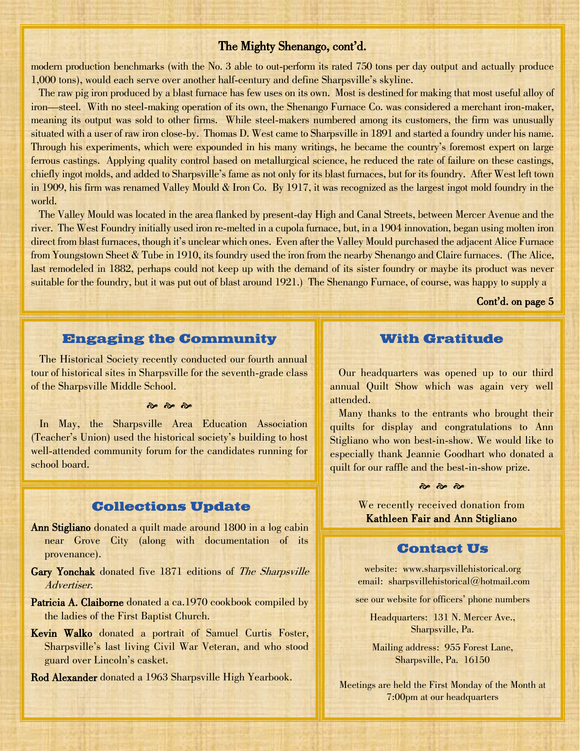## The Mighty Shenango, cont'd.

modern production benchmarks (with the No. 3 able to out-perform its rated 750 tons per day output and actually produce 1,000 tons), would each serve over another half-century and define Sharpsville's skyline.

The raw pig iron produced by a blast furnace has few uses on its own. Most is destined for making that most useful alloy of iron—steel. With no steel-making operation of its own, the Shenango Furnace Co. was considered a merchant iron-maker, meaning its output was sold to other firms. While steel-makers numbered among its customers, the firm was unusually situated with a user of raw iron close-by. Thomas D. West came to Sharpsville in 1891 and started a foundry under his name. Through his experiments, which were expounded in his many writings, he became the country's foremost expert on large ferrous castings. Applying quality control based on metallurgical science, he reduced the rate of failure on these castings, chiefly ingot molds, and added to Sharpsville's fame as not only for its blast furnaces, but for its foundry. After West left town in 1909, his firm was renamed Valley Mould & Iron Co. By 1917, it was recognized as the largest ingot mold foundry in the world.

The Valley Mould was located in the area flanked by present-day High and Canal Streets, between Mercer Avenue and the river. The West Foundry initially used iron re-melted in a cupola furnace, but, in a 1904 innovation, began using molten iron direct from blast furnaces, though it's unclear which ones. Even after the Valley Mould purchased the adjacent Alice Furnace from Youngstown Sheet & Tube in 1910, its foundry used the iron from the nearby Shenango and Claire furnaces. (The Alice, last remodeled in 1882, perhaps could not keep up with the demand of its sister foundry or maybe its product was never suitable for the foundry, but it was put out of blast around 1921.) The Shenango Furnace, of course, was happy to supply a

**Cont'd. on page 5**

## Engaging the Community

The Historical Society recently conducted our fourth annual tour of historical sites in Sharpsville for the seventh-grade class of the Sharpsville Middle School.

❧ ❧ ❧

In May, the Sharpsville Area Education Association (Teacher's Union) used the historical society's building to host well-attended community forum for the candidates running for school board.

## Collections Update

**Ann Stigliano** donated a quilt made around 1800 in a log cabin near Grove City (along with documentation of its provenance).

**Gary Yonchak** donated five 1871 editions of *The Sharpsville Advertiser*.

**Patricia A. Claiborne** donated a ca.1970 cookbook compiled by the ladies of the First Baptist Church.

**Kevin Walko** donated a portrait of Samuel Curtis Foster, Sharpsville's last living Civil War Veteran, and who stood guard over Lincoln's casket.

**Rod Alexander** donated a 1963 Sharpsville High Yearbook.

## With Gratitude

Our headquarters was opened up to our third annual Quilt Show which was again very well attended.

Many thanks to the entrants who brought their quilts for display and congratulations to Ann Stigliano who won best-in-show. We would like to especially thank Jeannie Goodhart who donated a quilt for our raffle and the best-in-show prize.

❧ ❧ ❧

We recently received donation from
**Kathleen Fair and Ann Stigliano**

## Contact Us

website: www.sharpsvillehistorical.org
email: sharpsvillehistorical@hotmail.com

see our website for officers' phone numbers

Headquarters: 131 N. Mercer Ave., Sharpsville, Pa.

Mailing address: 955 Forest Lane, Sharpsville, Pa. 16150

Meetings are held the First Monday of the Month at 7:00pm at our headquarters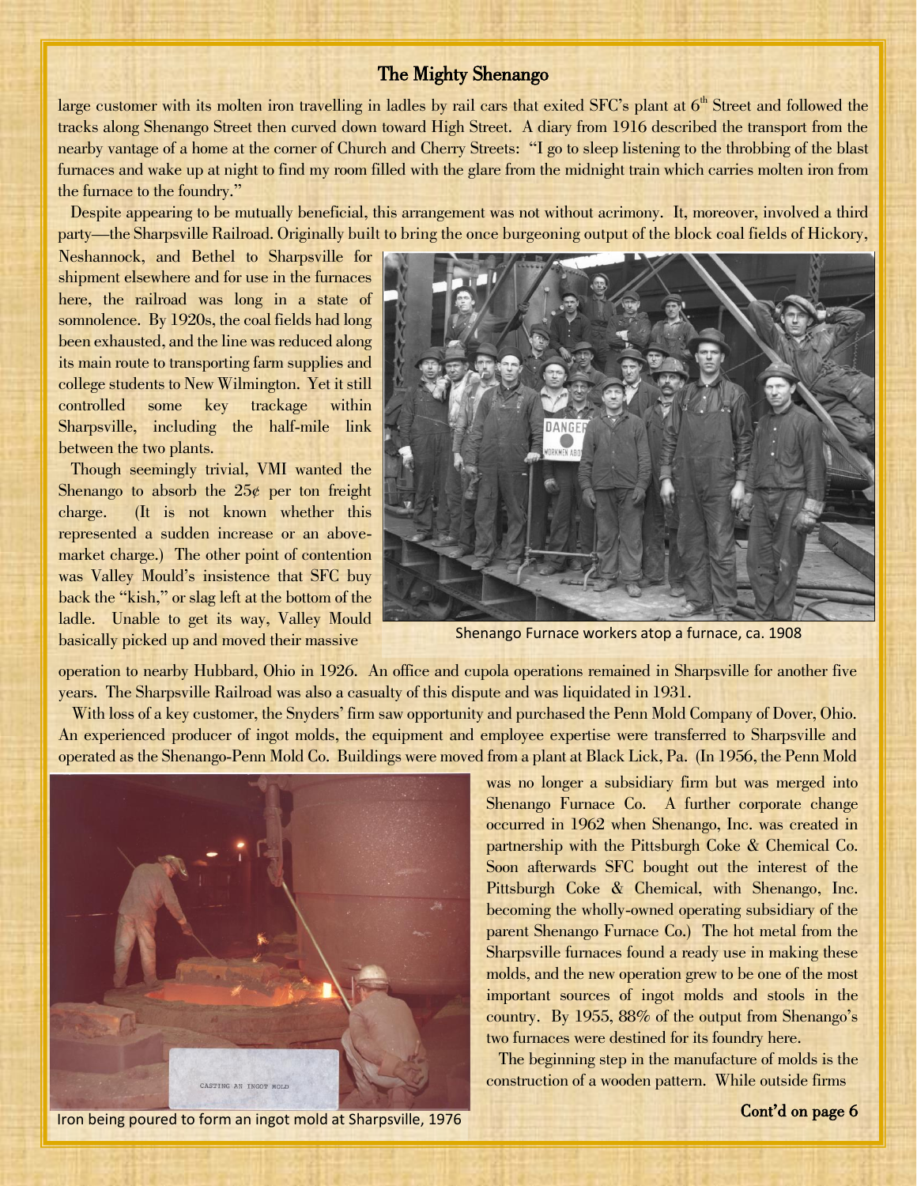## The Mighty Shenango

large customer with its molten iron travelling in ladles by rail cars that exited SFC's plant at 6th Street and followed the tracks along Shenango Street then curved down toward High Street. A diary from 1916 described the transport from the nearby vantage of a home at the corner of Church and Cherry Streets: "I go to sleep listening to the throbbing of the blast furnaces and wake up at night to find my room filled with the glare from the midnight train which carries molten iron from the furnace to the foundry."

Despite appearing to be mutually beneficial, this arrangement was not without acrimony. It, moreover, involved a third party—the Sharpsville Railroad. Originally built to bring the once burgeoning output of the block coal fields of Hickory, Neshannock, and Bethel to Sharpsville for shipment elsewhere and for use in the furnaces here, the railroad was long in a state of somnolence. By 1920s, the coal fields had long been exhausted, and the line was reduced along its main route to transporting farm supplies and college students to New Wilmington. Yet it still controlled some key trackage within Sharpsville, including the half-mile link between the two plants.

Though seemingly trivial, VMI wanted the Shenango to absorb the 25¢ per ton freight charge. (It is not known whether this represented a sudden increase or an above-market charge.) The other point of contention was Valley Mould's insistence that SFC buy back the "kish," or slag left at the bottom of the ladle. Unable to get its way, Valley Mould basically picked up and moved their massive operation to nearby Hubbard, Ohio in 1926. An office and cupola operations remained in Sharpsville for another five years. The Sharpsville Railroad was also a casualty of this dispute and was liquidated in 1931.

Shenango Furnace workers atop a furnace, ca. 1908

With loss of a key customer, the Snyders' firm saw opportunity and purchased the Penn Mold Company of Dover, Ohio. An experienced producer of ingot molds, the equipment and employee expertise were transferred to Sharpsville and operated as the Shenango-Penn Mold Co. Buildings were moved from a plant at Black Lick, Pa. (In 1956, the Penn Mold was no longer a subsidiary firm but was merged into Shenango Furnace Co. A further corporate change occurred in 1962 when Shenango, Inc. was created in partnership with the Pittsburgh Coke & Chemical Co. Soon afterwards SFC bought out the interest of the Pittsburgh Coke & Chemical, with Shenango, Inc. becoming the wholly-owned operating subsidiary of the parent Shenango Furnace Co.) The hot metal from the Sharpsville furnaces found a ready use in making these molds, and the new operation grew to be one of the most important sources of ingot molds and stools in the country. By 1955, 88% of the output from Shenango's two furnaces were destined for its foundry here.

Iron being poured to form an ingot mold at Sharpsville, 1976

The beginning step in the manufacture of molds is the construction of a wooden pattern. While outside firms

**Cont'd on page 6**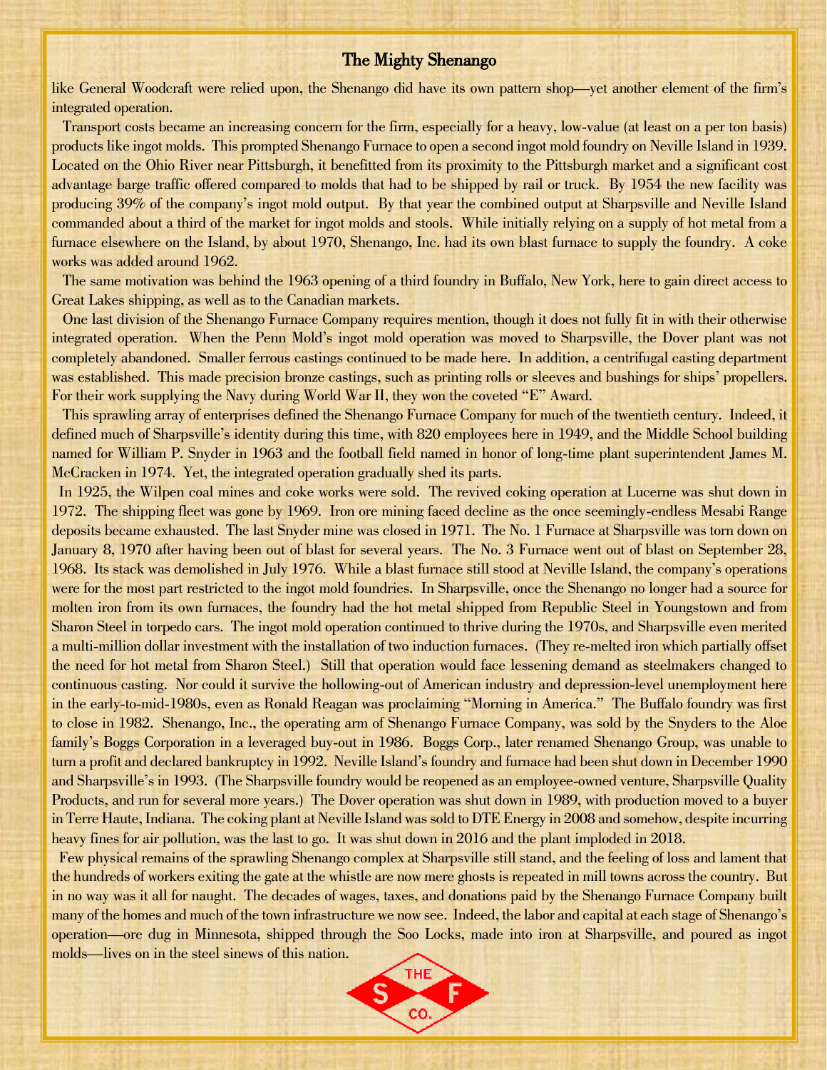like General Woodcraft were relied upon, the Shenango did have its own pattern shop—yet another element of the firm's integrated operation.

Transport costs became an increasing concern for the firm, especially for a heavy, low-value (at least on a per ton basis) products like ingot molds. This prompted Shenango Furnace to open a second ingot mold foundry on Neville Island in 1939. Located on the Ohio River near Pittsburgh, it benefitted from its proximity to the Pittsburgh market and a significant cost advantage barge traffic offered compared to molds that had to be shipped by rail or truck. By 1954 the new facility was producing 39% of the company's ingot mold output. By that year the combined output at Sharpsville and Neville Island commanded about a third of the market for ingot molds and stools. While initially relying on a supply of hot metal from a furnace elsewhere on the Island, by about 1970, Shenango, Inc. had its own blast furnace to supply the foundry. A coke works was added around 1962.

The same motivation was behind the 1963 opening of a third foundry in Buffalo, New York, here to gain direct access to Great Lakes shipping, as well as to the Canadian markets.

One last division of the Shenango Furnace Company requires mention, though it does not fully fit in with their otherwise integrated operation. When the Penn Mold's ingot mold operation was moved to Sharpsville, the Dover plant was not completely abandoned. Smaller ferrous castings continued to be made here. In addition, a centrifugal casting department was established. This made precision bronze castings, such as printing rolls or sleeves and bushings for ships' propellers. For their work supplying the Navy during World War II, they won the coveted "E" Award.

This sprawling array of enterprises defined the Shenango Furnace Company for much of the twentieth century. Indeed, it defined much of Sharpsville's identity during this time, with 820 employees here in 1949, and the Middle School building named for William P. Snyder in 1963 and the football field named in honor of long-time plant superintendent James M. McCracken in 1974. Yet, the integrated operation gradually shed its parts.

In 1925, the Wilpen coal mines and coke works were sold. The revived coking operation at Lucerne was shut down in 1972. The shipping fleet was gone by 1969. Iron ore mining faced decline as the once seemingly-endless Mesabi Range deposits became exhausted. The last Snyder mine was closed in 1971. The No. 1 Furnace at Sharpsville was torn down on January 8, 1970 after having been out of blast for several years. The No. 3 Furnace went out of blast on September 28, 1968. Its stack was demolished in July 1976. While a blast furnace still stood at Neville Island, the company's operations were for the most part restricted to the ingot mold foundries. In Sharpsville, once the Shenango no longer had a source for molten iron from its own furnaces, the foundry had the hot metal shipped from Republic Steel in Youngstown and from Sharon Steel in torpedo cars. The ingot mold operation continued to thrive during the 1970s, and Sharpsville even merited a multi-million dollar investment with the installation of two induction furnaces. (They re-melted iron which partially offset the need for hot metal from Sharon Steel.) Still that operation would face lessening demand as steelmakers changed to continuous casting. Nor could it survive the hollowing-out of American industry and depression-level unemployment here in the early-to-mid-1980s, even as Ronald Reagan was proclaiming "Morning in America." The Buffalo foundry was first to close in 1982. Shenango, Inc., the operating arm of Shenango Furnace Company, was sold by the Snyders to the Aloe family's Boggs Corporation in a leveraged buy-out in 1986. Boggs Corp., later renamed Shenango Group, was unable to turn a profit and declared bankruptcy in 1992. Neville Island's foundry and furnace had been shut down in December 1990 and Sharpsville's in 1993. (The Sharpsville foundry would be reopened as an employee-owned venture, Sharpsville Quality Products, and run for several more years.) The Dover operation was shut down in 1989, with production moved to a buyer in Terre Haute, Indiana. The coking plant at Neville Island was sold to DTE Energy in 2008 and somehow, despite incurring heavy fines for air pollution, was the last to go. It was shut down in 2016 and the plant imploded in 2018.

Few physical remains of the sprawling Shenango complex at Sharpsville still stand, and the feeling of loss and lament that the hundreds of workers exiting the gate at the whistle are now mere ghosts is repeated in mill towns across the country. But in no way was it all for naught. The decades of wages, taxes, and donations paid by the Shenango Furnace Company built many of the homes and much of the town infrastructure we now see. Indeed, the labor and capital at each stage of Shenango's operation—ore dug in Minnesota, shipped through the Soo Locks, made into iron at Sharpsville, and poured as ingot molds—lives on in the steel sinews of this nation.